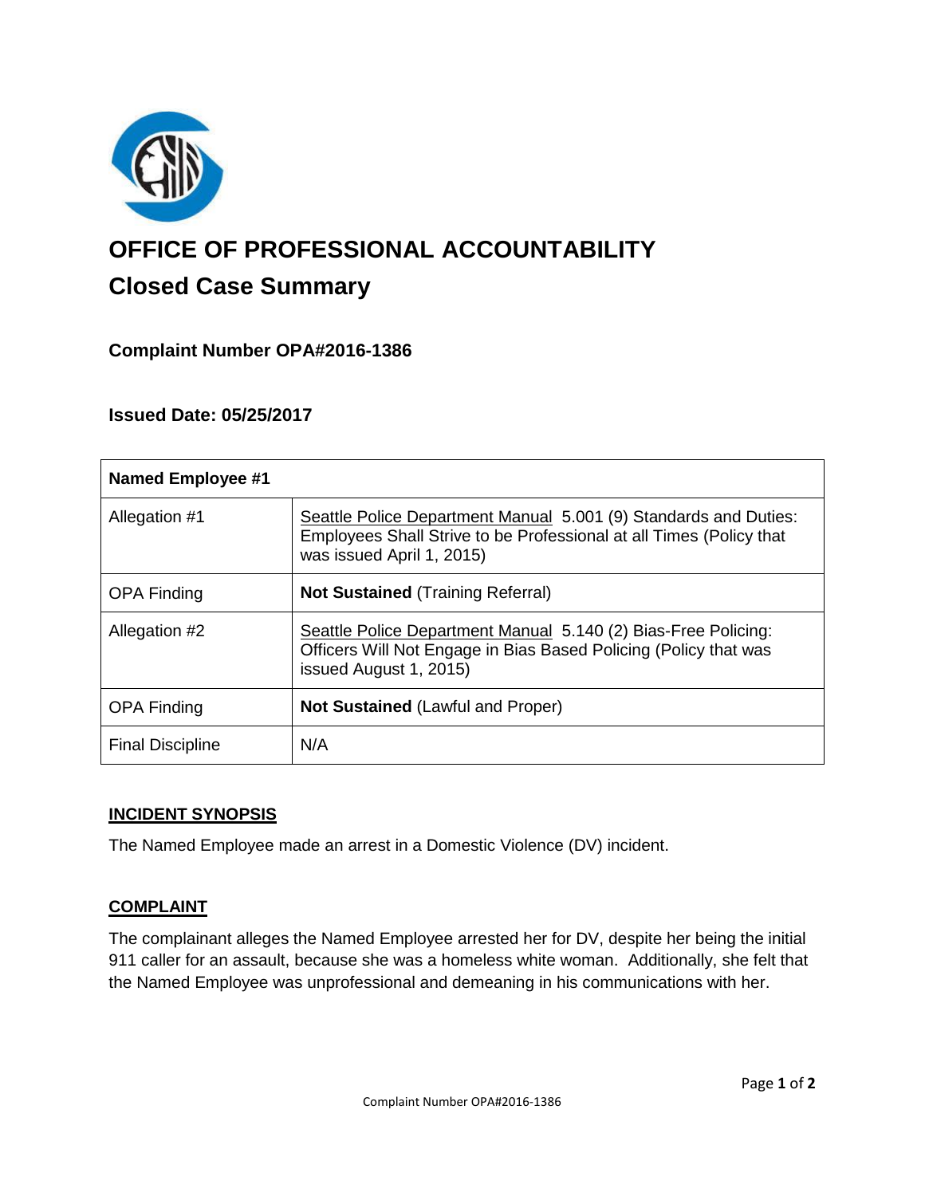# OFFICE OF PROFESSIONAL ACCOUNTABILITY

## Closed Case Summary

### Complaint Number OPA#2016-1386

### Issued Date: 05/25/2017

| **Named Employee #1** | |
|---|---|
| Allegation #1 | Seattle Police Department Manual 5.001 (9) Standards and Duties: Employees Shall Strive to be Professional at all Times (Policy that was issued April 1, 2015) |
| OPA Finding | **Not Sustained** (Training Referral) |
| Allegation #2 | Seattle Police Department Manual 5.140 (2) Bias-Free Policing: Officers Will Not Engage in Bias Based Policing (Policy that was issued August 1, 2015) |
| OPA Finding | **Not Sustained** (Lawful and Proper) |
| Final Discipline | N/A |

## INCIDENT SYNOPSIS

The Named Employee made an arrest in a Domestic Violence (DV) incident.

## COMPLAINT

The complainant alleges the Named Employee arrested her for DV, despite her being the initial 911 caller for an assault, because she was a homeless white woman. Additionally, she felt that the Named Employee was unprofessional and demeaning in his communications with her.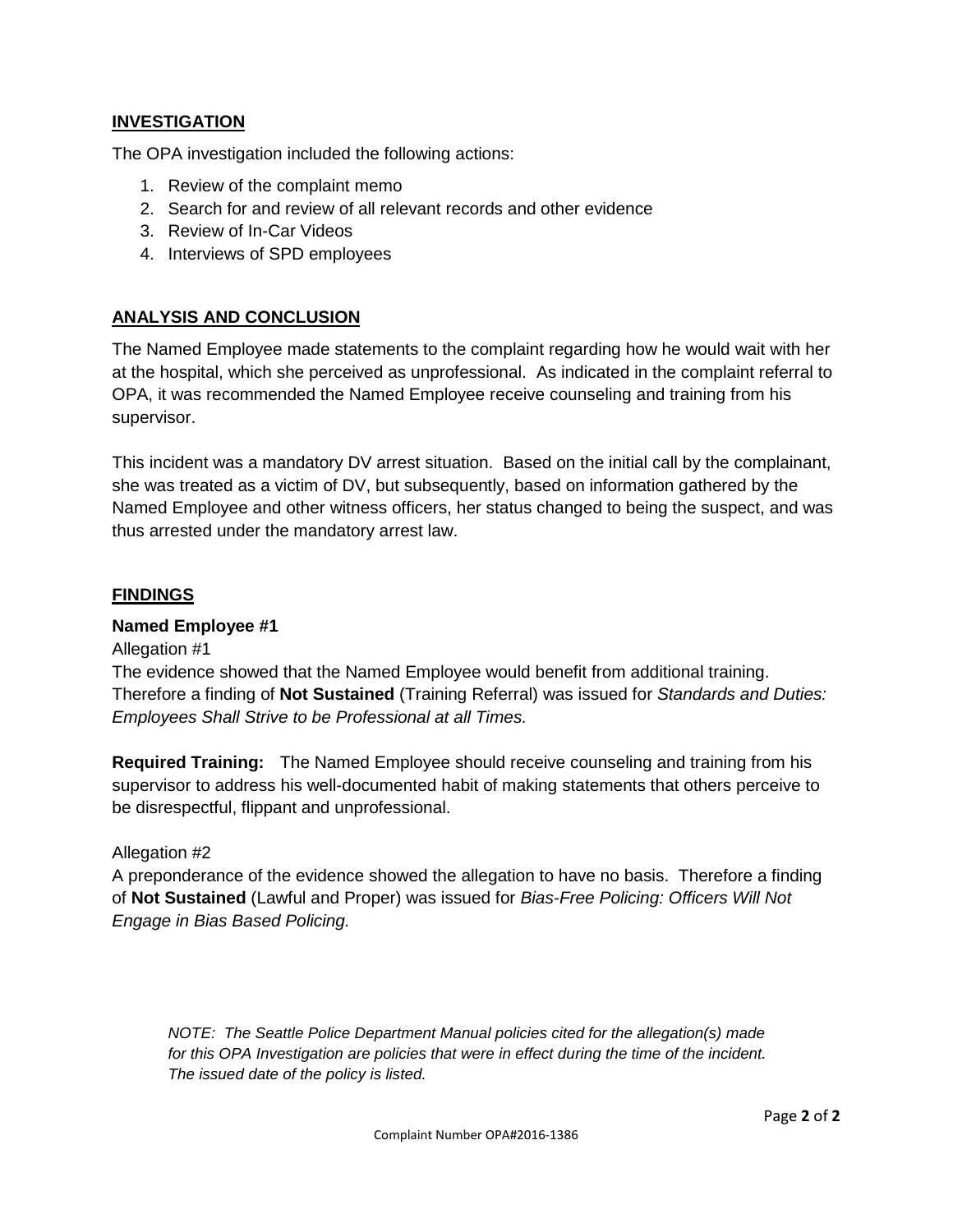## INVESTIGATION

The OPA investigation included the following actions:

1. Review of the complaint memo
2. Search for and review of all relevant records and other evidence
3. Review of In-Car Videos
4. Interviews of SPD employees

## ANALYSIS AND CONCLUSION

The Named Employee made statements to the complaint regarding how he would wait with her at the hospital, which she perceived as unprofessional. As indicated in the complaint referral to OPA, it was recommended the Named Employee receive counseling and training from his supervisor.

This incident was a mandatory DV arrest situation. Based on the initial call by the complainant, she was treated as a victim of DV, but subsequently, based on information gathered by the Named Employee and other witness officers, her status changed to being the suspect, and was thus arrested under the mandatory arrest law.

## FINDINGS

**Named Employee #1**

Allegation #1
The evidence showed that the Named Employee would benefit from additional training. Therefore a finding of **Not Sustained** (Training Referral) was issued for *Standards and Duties: Employees Shall Strive to be Professional at all Times.*

**Required Training:** The Named Employee should receive counseling and training from his supervisor to address his well-documented habit of making statements that others perceive to be disrespectful, flippant and unprofessional.

Allegation #2
A preponderance of the evidence showed the allegation to have no basis. Therefore a finding of **Not Sustained** (Lawful and Proper) was issued for *Bias-Free Policing: Officers Will Not Engage in Bias Based Policing.*

*NOTE: The Seattle Police Department Manual policies cited for the allegation(s) made for this OPA Investigation are policies that were in effect during the time of the incident. The issued date of the policy is listed.*

Complaint Number OPA#2016-1386